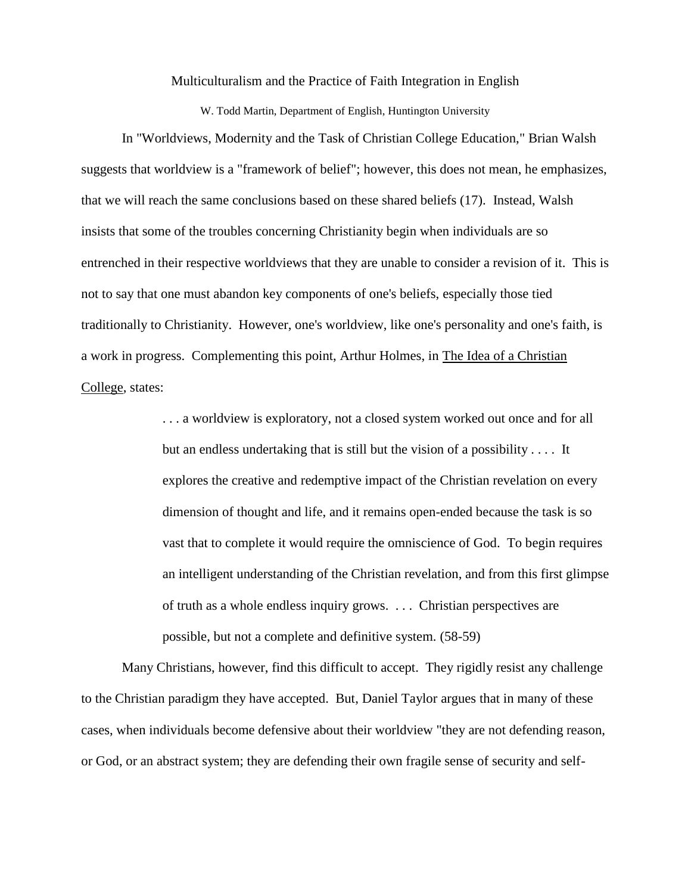# Multiculturalism and the Practice of Faith Integration in English

W. Todd Martin, Department of English, Huntington University

In "Worldviews, Modernity and the Task of Christian College Education," Brian Walsh suggests that worldview is a "framework of belief"; however, this does not mean, he emphasizes, that we will reach the same conclusions based on these shared beliefs (17). Instead, Walsh insists that some of the troubles concerning Christianity begin when individuals are so entrenched in their respective worldviews that they are unable to consider a revision of it. This is not to say that one must abandon key components of one's beliefs, especially those tied traditionally to Christianity. However, one's worldview, like one's personality and one's faith, is a work in progress. Complementing this point, Arthur Holmes, in The Idea of a Christian College, states:

> . . . a worldview is exploratory, not a closed system worked out once and for all but an endless undertaking that is still but the vision of a possibility . . . . It explores the creative and redemptive impact of the Christian revelation on every dimension of thought and life, and it remains open-ended because the task is so vast that to complete it would require the omniscience of God. To begin requires an intelligent understanding of the Christian revelation, and from this first glimpse of truth as a whole endless inquiry grows. . . . Christian perspectives are possible, but not a complete and definitive system. (58-59)

Many Christians, however, find this difficult to accept. They rigidly resist any challenge to the Christian paradigm they have accepted. But, Daniel Taylor argues that in many of these cases, when individuals become defensive about their worldview "they are not defending reason, or God, or an abstract system; they are defending their own fragile sense of security and self-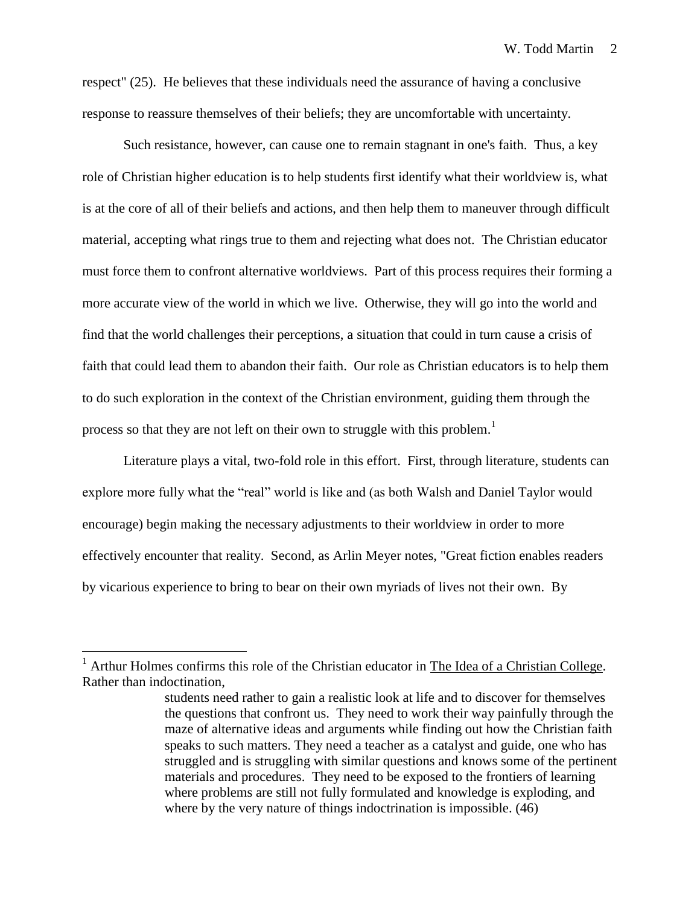respect" (25). He believes that these individuals need the assurance of having a conclusive response to reassure themselves of their beliefs; they are uncomfortable with uncertainty.

Such resistance, however, can cause one to remain stagnant in one's faith. Thus, a key role of Christian higher education is to help students first identify what their worldview is, what is at the core of all of their beliefs and actions, and then help them to maneuver through difficult material, accepting what rings true to them and rejecting what does not. The Christian educator must force them to confront alternative worldviews. Part of this process requires their forming a more accurate view of the world in which we live. Otherwise, they will go into the world and find that the world challenges their perceptions, a situation that could in turn cause a crisis of faith that could lead them to abandon their faith. Our role as Christian educators is to help them to do such exploration in the context of the Christian environment, guiding them through the process so that they are not left on their own to struggle with this problem.[1]

Literature plays a vital, two-fold role in this effort. First, through literature, students can explore more fully what the "real" world is like and (as both Walsh and Daniel Taylor would encourage) begin making the necessary adjustments to their worldview in order to more effectively encounter that reality. Second, as Arlin Meyer notes, "Great fiction enables readers by vicarious experience to bring to bear on their own myriads of lives not their own. By

---

[1] Arthur Holmes confirms this role of the Christian educator in The Idea of a Christian College. Rather than indoctination,

> students need rather to gain a realistic look at life and to discover for themselves the questions that confront us. They need to work their way painfully through the maze of alternative ideas and arguments while finding out how the Christian faith speaks to such matters. They need a teacher as a catalyst and guide, one who has struggled and is struggling with similar questions and knows some of the pertinent materials and procedures. They need to be exposed to the frontiers of learning where problems are still not fully formulated and knowledge is exploding, and where by the very nature of things indoctrination is impossible. (46)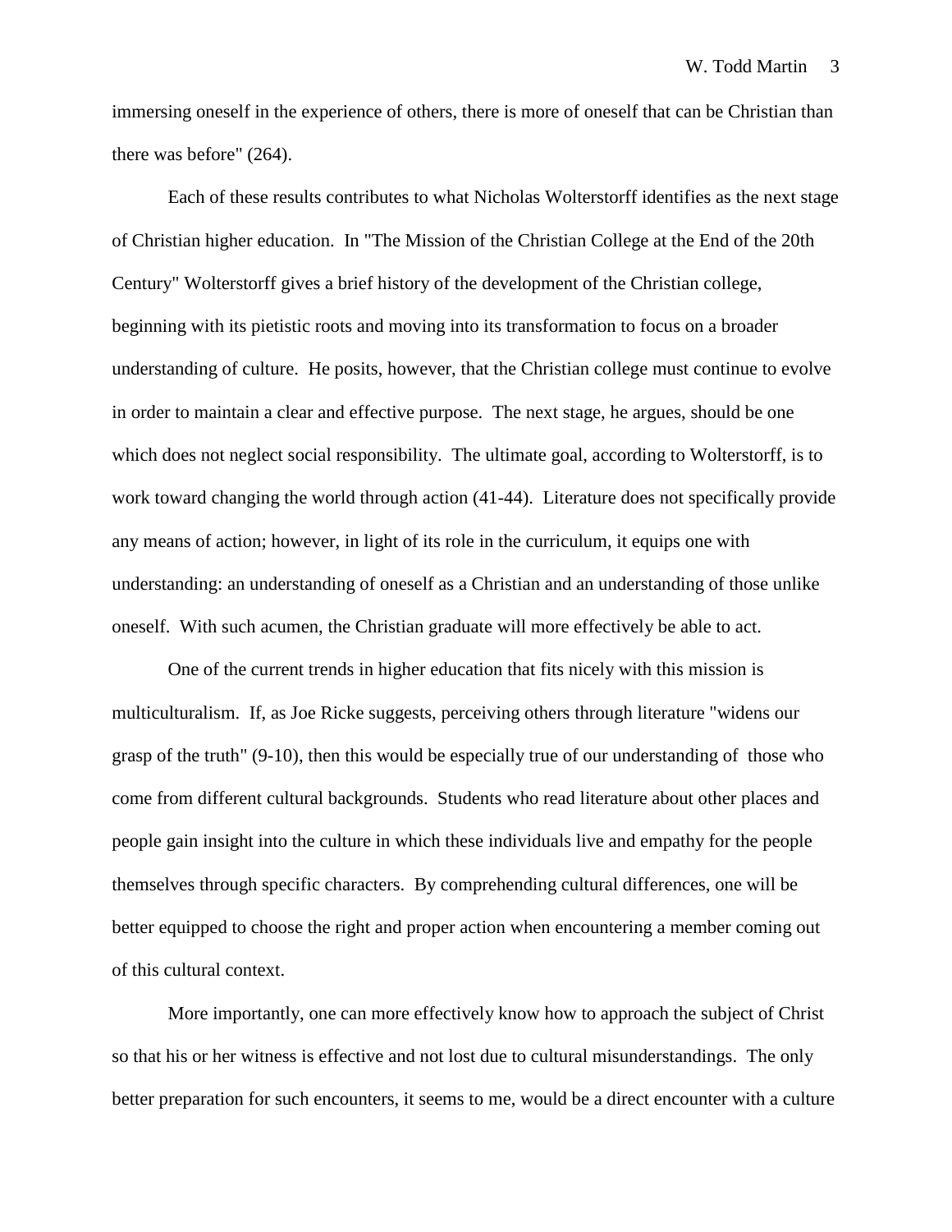immersing oneself in the experience of others, there is more of oneself that can be Christian than there was before" (264).

Each of these results contributes to what Nicholas Wolterstorff identifies as the next stage of Christian higher education. In "The Mission of the Christian College at the End of the 20th Century" Wolterstorff gives a brief history of the development of the Christian college, beginning with its pietistic roots and moving into its transformation to focus on a broader understanding of culture. He posits, however, that the Christian college must continue to evolve in order to maintain a clear and effective purpose. The next stage, he argues, should be one which does not neglect social responsibility. The ultimate goal, according to Wolterstorff, is to work toward changing the world through action (41-44). Literature does not specifically provide any means of action; however, in light of its role in the curriculum, it equips one with understanding: an understanding of oneself as a Christian and an understanding of those unlike oneself. With such acumen, the Christian graduate will more effectively be able to act.

One of the current trends in higher education that fits nicely with this mission is multiculturalism. If, as Joe Ricke suggests, perceiving others through literature "widens our grasp of the truth" (9-10), then this would be especially true of our understanding of those who come from different cultural backgrounds. Students who read literature about other places and people gain insight into the culture in which these individuals live and empathy for the people themselves through specific characters. By comprehending cultural differences, one will be better equipped to choose the right and proper action when encountering a member coming out of this cultural context.

More importantly, one can more effectively know how to approach the subject of Christ so that his or her witness is effective and not lost due to cultural misunderstandings. The only better preparation for such encounters, it seems to me, would be a direct encounter with a culture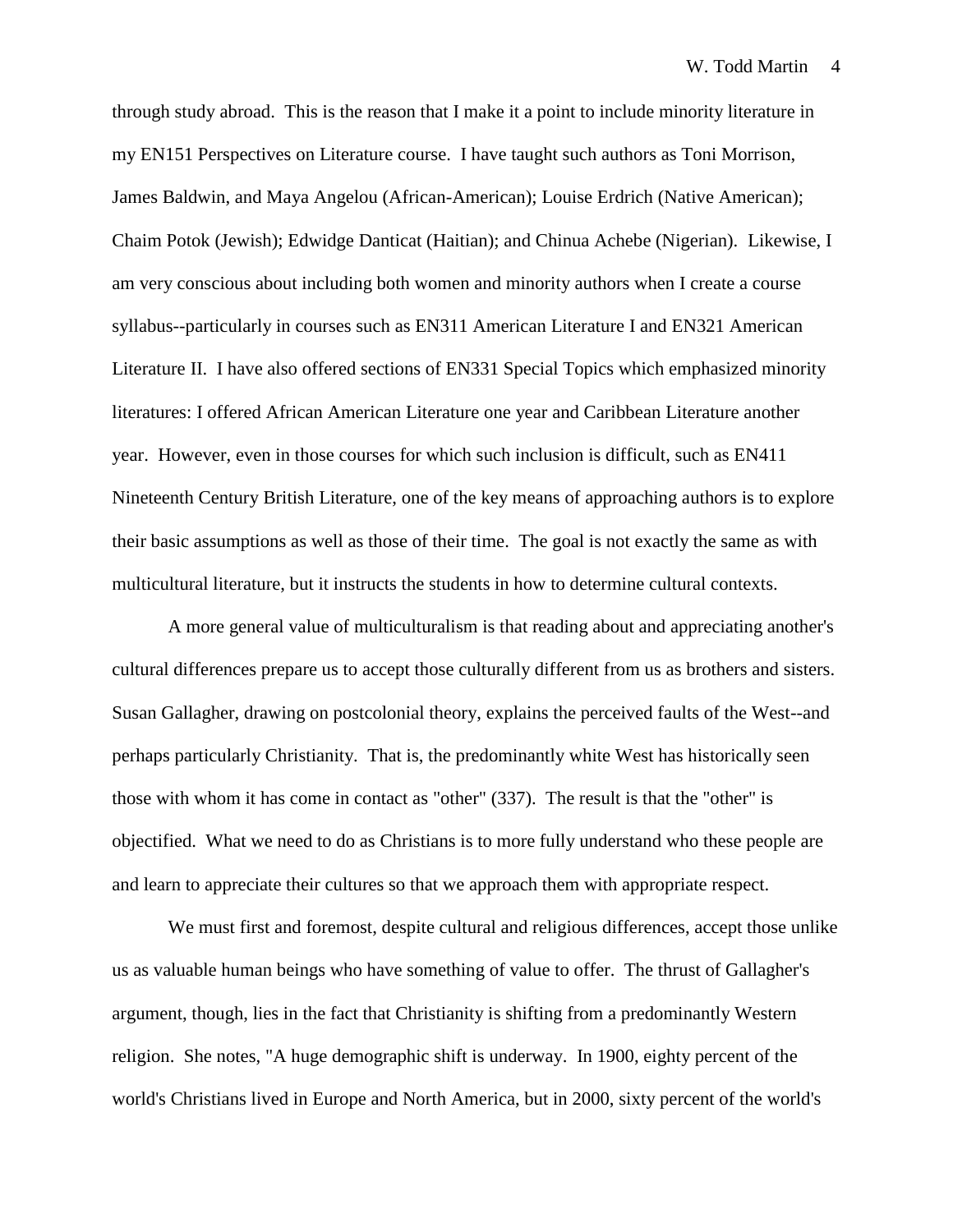through study abroad. This is the reason that I make it a point to include minority literature in my EN151 Perspectives on Literature course. I have taught such authors as Toni Morrison, James Baldwin, and Maya Angelou (African-American); Louise Erdrich (Native American); Chaim Potok (Jewish); Edwidge Danticat (Haitian); and Chinua Achebe (Nigerian). Likewise, I am very conscious about including both women and minority authors when I create a course syllabus--particularly in courses such as EN311 American Literature I and EN321 American Literature II. I have also offered sections of EN331 Special Topics which emphasized minority literatures: I offered African American Literature one year and Caribbean Literature another year. However, even in those courses for which such inclusion is difficult, such as EN411 Nineteenth Century British Literature, one of the key means of approaching authors is to explore their basic assumptions as well as those of their time. The goal is not exactly the same as with multicultural literature, but it instructs the students in how to determine cultural contexts.

A more general value of multiculturalism is that reading about and appreciating another's cultural differences prepare us to accept those culturally different from us as brothers and sisters. Susan Gallagher, drawing on postcolonial theory, explains the perceived faults of the West--and perhaps particularly Christianity. That is, the predominantly white West has historically seen those with whom it has come in contact as "other" (337). The result is that the "other" is objectified. What we need to do as Christians is to more fully understand who these people are and learn to appreciate their cultures so that we approach them with appropriate respect.

We must first and foremost, despite cultural and religious differences, accept those unlike us as valuable human beings who have something of value to offer. The thrust of Gallagher's argument, though, lies in the fact that Christianity is shifting from a predominantly Western religion. She notes, "A huge demographic shift is underway. In 1900, eighty percent of the world's Christians lived in Europe and North America, but in 2000, sixty percent of the world's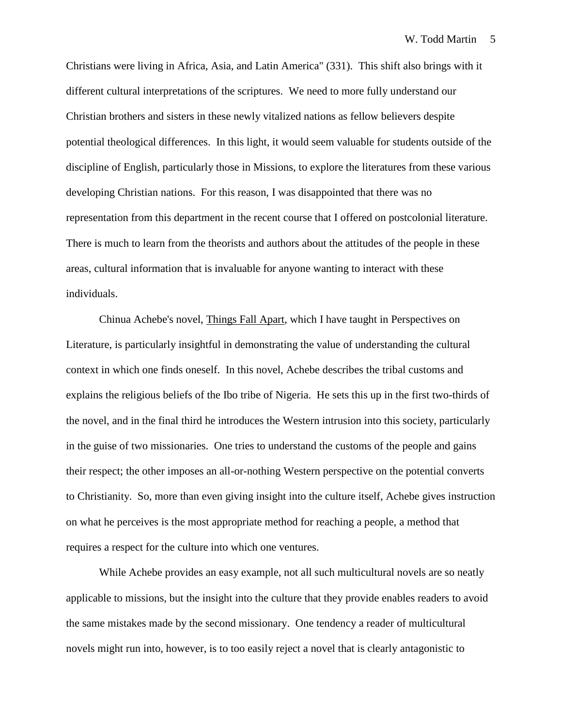Christians were living in Africa, Asia, and Latin America" (331). This shift also brings with it different cultural interpretations of the scriptures. We need to more fully understand our Christian brothers and sisters in these newly vitalized nations as fellow believers despite potential theological differences. In this light, it would seem valuable for students outside of the discipline of English, particularly those in Missions, to explore the literatures from these various developing Christian nations. For this reason, I was disappointed that there was no representation from this department in the recent course that I offered on postcolonial literature. There is much to learn from the theorists and authors about the attitudes of the people in these areas, cultural information that is invaluable for anyone wanting to interact with these individuals.

Chinua Achebe's novel, <u>Things Fall Apart</u>, which I have taught in Perspectives on Literature, is particularly insightful in demonstrating the value of understanding the cultural context in which one finds oneself. In this novel, Achebe describes the tribal customs and explains the religious beliefs of the Ibo tribe of Nigeria. He sets this up in the first two-thirds of the novel, and in the final third he introduces the Western intrusion into this society, particularly in the guise of two missionaries. One tries to understand the customs of the people and gains their respect; the other imposes an all-or-nothing Western perspective on the potential converts to Christianity. So, more than even giving insight into the culture itself, Achebe gives instruction on what he perceives is the most appropriate method for reaching a people, a method that requires a respect for the culture into which one ventures.

While Achebe provides an easy example, not all such multicultural novels are so neatly applicable to missions, but the insight into the culture that they provide enables readers to avoid the same mistakes made by the second missionary. One tendency a reader of multicultural novels might run into, however, is to too easily reject a novel that is clearly antagonistic to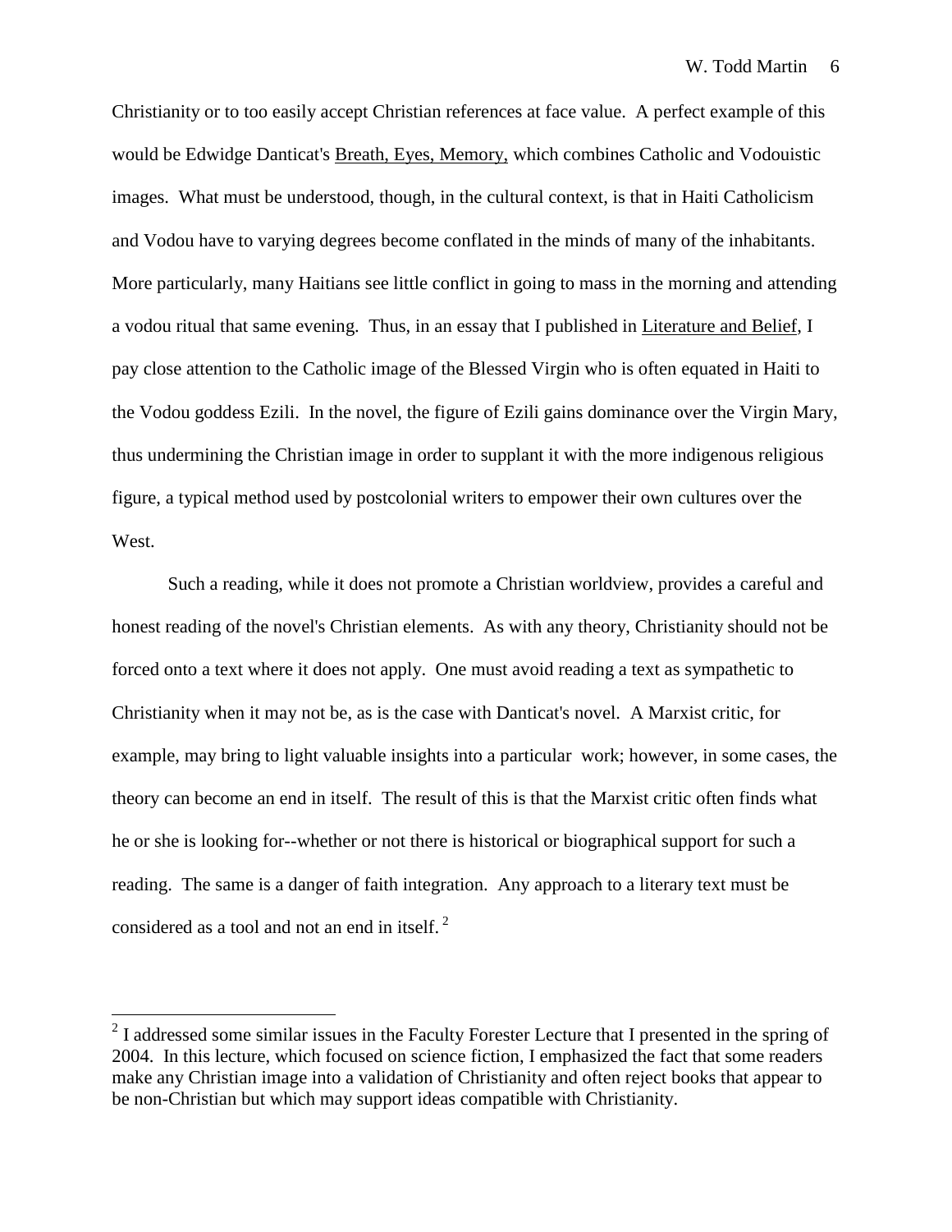Christianity or to too easily accept Christian references at face value. A perfect example of this would be Edwidge Danticat's Breath, Eyes, Memory, which combines Catholic and Vodouistic images. What must be understood, though, in the cultural context, is that in Haiti Catholicism and Vodou have to varying degrees become conflated in the minds of many of the inhabitants. More particularly, many Haitians see little conflict in going to mass in the morning and attending a vodou ritual that same evening. Thus, in an essay that I published in Literature and Belief, I pay close attention to the Catholic image of the Blessed Virgin who is often equated in Haiti to the Vodou goddess Ezili. In the novel, the figure of Ezili gains dominance over the Virgin Mary, thus undermining the Christian image in order to supplant it with the more indigenous religious figure, a typical method used by postcolonial writers to empower their own cultures over the West.

Such a reading, while it does not promote a Christian worldview, provides a careful and honest reading of the novel's Christian elements. As with any theory, Christianity should not be forced onto a text where it does not apply. One must avoid reading a text as sympathetic to Christianity when it may not be, as is the case with Danticat's novel. A Marxist critic, for example, may bring to light valuable insights into a particular work; however, in some cases, the theory can become an end in itself. The result of this is that the Marxist critic often finds what he or she is looking for--whether or not there is historical or biographical support for such a reading. The same is a danger of faith integration. Any approach to a literary text must be considered as a tool and not an end in itself. [2]

---

[2] I addressed some similar issues in the Faculty Forester Lecture that I presented in the spring of 2004. In this lecture, which focused on science fiction, I emphasized the fact that some readers make any Christian image into a validation of Christianity and often reject books that appear to be non-Christian but which may support ideas compatible with Christianity.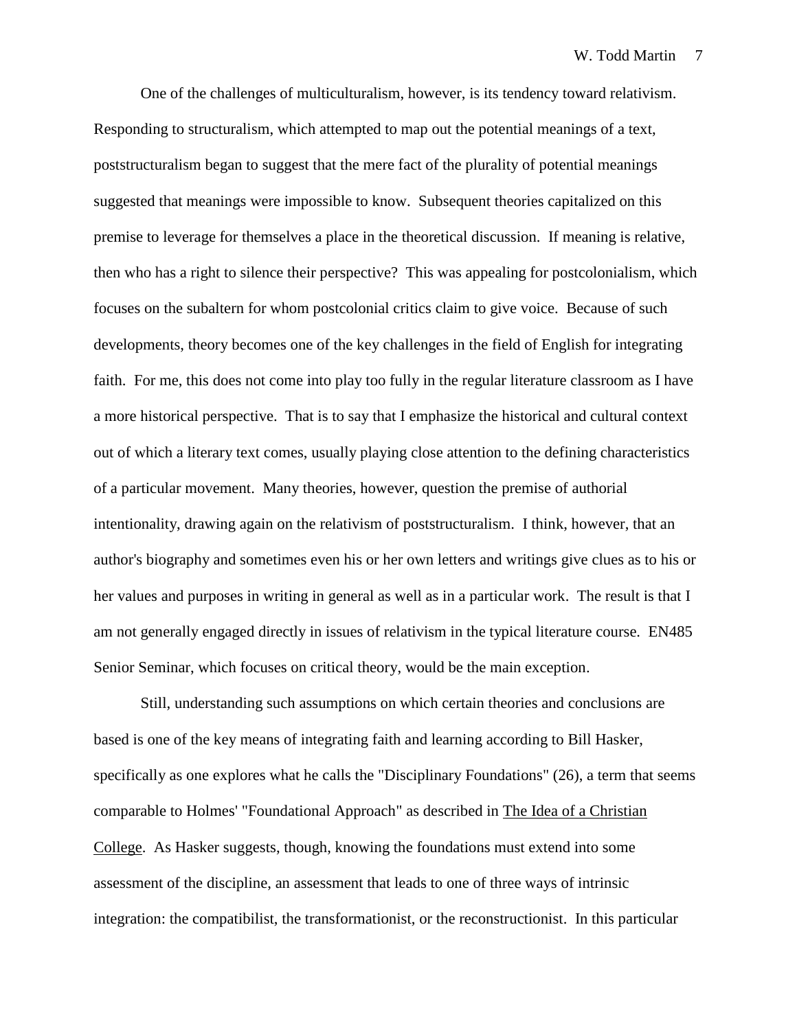One of the challenges of multiculturalism, however, is its tendency toward relativism. Responding to structuralism, which attempted to map out the potential meanings of a text, poststructuralism began to suggest that the mere fact of the plurality of potential meanings suggested that meanings were impossible to know. Subsequent theories capitalized on this premise to leverage for themselves a place in the theoretical discussion. If meaning is relative, then who has a right to silence their perspective? This was appealing for postcolonialism, which focuses on the subaltern for whom postcolonial critics claim to give voice. Because of such developments, theory becomes one of the key challenges in the field of English for integrating faith. For me, this does not come into play too fully in the regular literature classroom as I have a more historical perspective. That is to say that I emphasize the historical and cultural context out of which a literary text comes, usually playing close attention to the defining characteristics of a particular movement. Many theories, however, question the premise of authorial intentionality, drawing again on the relativism of poststructuralism. I think, however, that an author's biography and sometimes even his or her own letters and writings give clues as to his or her values and purposes in writing in general as well as in a particular work. The result is that I am not generally engaged directly in issues of relativism in the typical literature course. EN485 Senior Seminar, which focuses on critical theory, would be the main exception.

Still, understanding such assumptions on which certain theories and conclusions are based is one of the key means of integrating faith and learning according to Bill Hasker, specifically as one explores what he calls the "Disciplinary Foundations" (26), a term that seems comparable to Holmes' "Foundational Approach" as described in <u>The Idea of a Christian College</u>. As Hasker suggests, though, knowing the foundations must extend into some assessment of the discipline, an assessment that leads to one of three ways of intrinsic integration: the compatibilist, the transformationist, or the reconstructionist. In this particular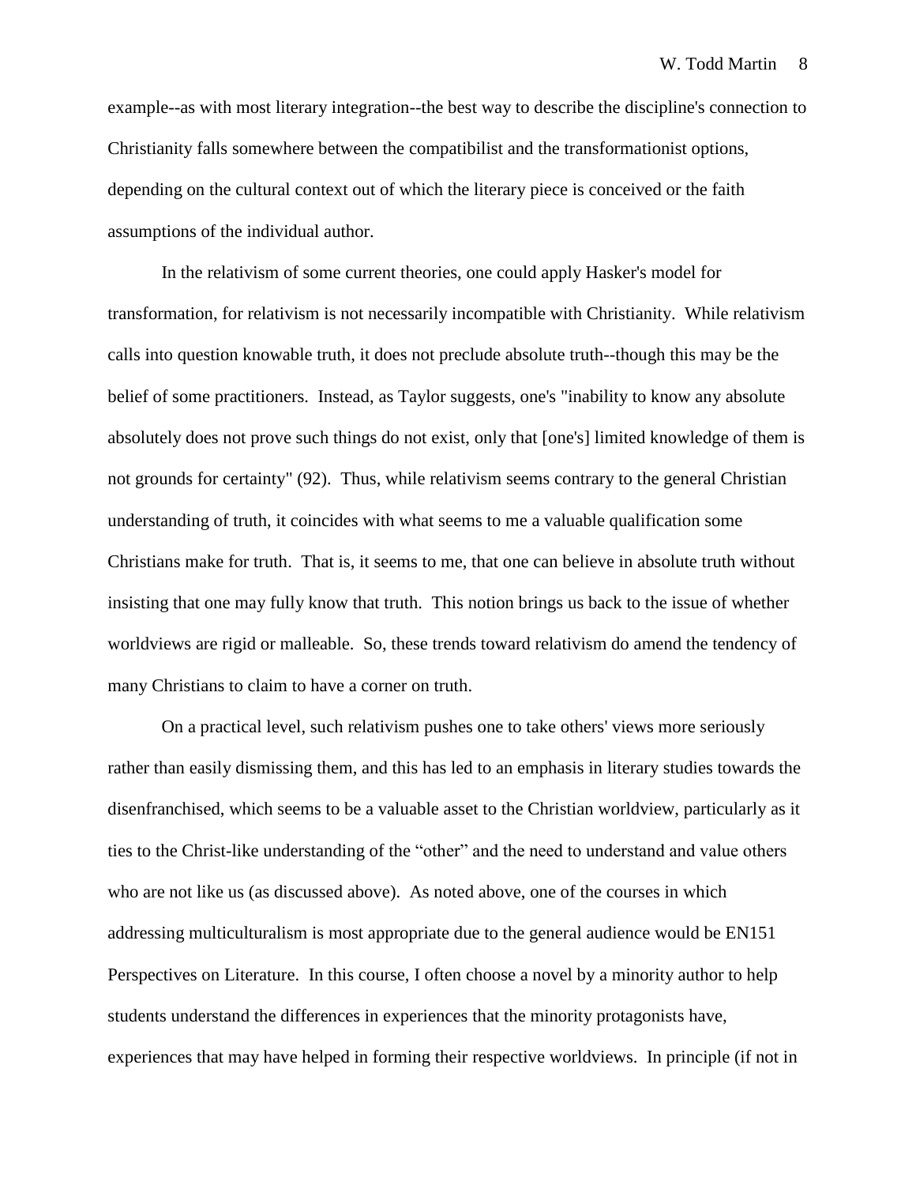example--as with most literary integration--the best way to describe the discipline's connection to Christianity falls somewhere between the compatibilist and the transformationist options, depending on the cultural context out of which the literary piece is conceived or the faith assumptions of the individual author.

In the relativism of some current theories, one could apply Hasker's model for transformation, for relativism is not necessarily incompatible with Christianity. While relativism calls into question knowable truth, it does not preclude absolute truth--though this may be the belief of some practitioners. Instead, as Taylor suggests, one's "inability to know any absolute absolutely does not prove such things do not exist, only that [one's] limited knowledge of them is not grounds for certainty" (92). Thus, while relativism seems contrary to the general Christian understanding of truth, it coincides with what seems to me a valuable qualification some Christians make for truth. That is, it seems to me, that one can believe in absolute truth without insisting that one may fully know that truth. This notion brings us back to the issue of whether worldviews are rigid or malleable. So, these trends toward relativism do amend the tendency of many Christians to claim to have a corner on truth.

On a practical level, such relativism pushes one to take others' views more seriously rather than easily dismissing them, and this has led to an emphasis in literary studies towards the disenfranchised, which seems to be a valuable asset to the Christian worldview, particularly as it ties to the Christ-like understanding of the "other" and the need to understand and value others who are not like us (as discussed above). As noted above, one of the courses in which addressing multiculturalism is most appropriate due to the general audience would be EN151 Perspectives on Literature. In this course, I often choose a novel by a minority author to help students understand the differences in experiences that the minority protagonists have, experiences that may have helped in forming their respective worldviews. In principle (if not in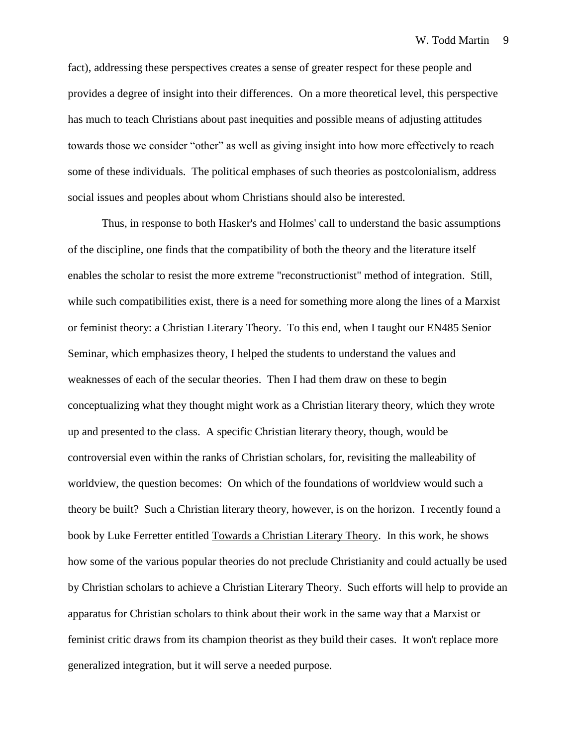fact), addressing these perspectives creates a sense of greater respect for these people and provides a degree of insight into their differences. On a more theoretical level, this perspective has much to teach Christians about past inequities and possible means of adjusting attitudes towards those we consider "other" as well as giving insight into how more effectively to reach some of these individuals. The political emphases of such theories as postcolonialism, address social issues and peoples about whom Christians should also be interested.

Thus, in response to both Hasker's and Holmes' call to understand the basic assumptions of the discipline, one finds that the compatibility of both the theory and the literature itself enables the scholar to resist the more extreme "reconstructionist" method of integration. Still, while such compatibilities exist, there is a need for something more along the lines of a Marxist or feminist theory: a Christian Literary Theory. To this end, when I taught our EN485 Senior Seminar, which emphasizes theory, I helped the students to understand the values and weaknesses of each of the secular theories. Then I had them draw on these to begin conceptualizing what they thought might work as a Christian literary theory, which they wrote up and presented to the class. A specific Christian literary theory, though, would be controversial even within the ranks of Christian scholars, for, revisiting the malleability of worldview, the question becomes: On which of the foundations of worldview would such a theory be built? Such a Christian literary theory, however, is on the horizon. I recently found a book by Luke Ferretter entitled <u>Towards a Christian Literary Theory</u>. In this work, he shows how some of the various popular theories do not preclude Christianity and could actually be used by Christian scholars to achieve a Christian Literary Theory. Such efforts will help to provide an apparatus for Christian scholars to think about their work in the same way that a Marxist or feminist critic draws from its champion theorist as they build their cases. It won't replace more generalized integration, but it will serve a needed purpose.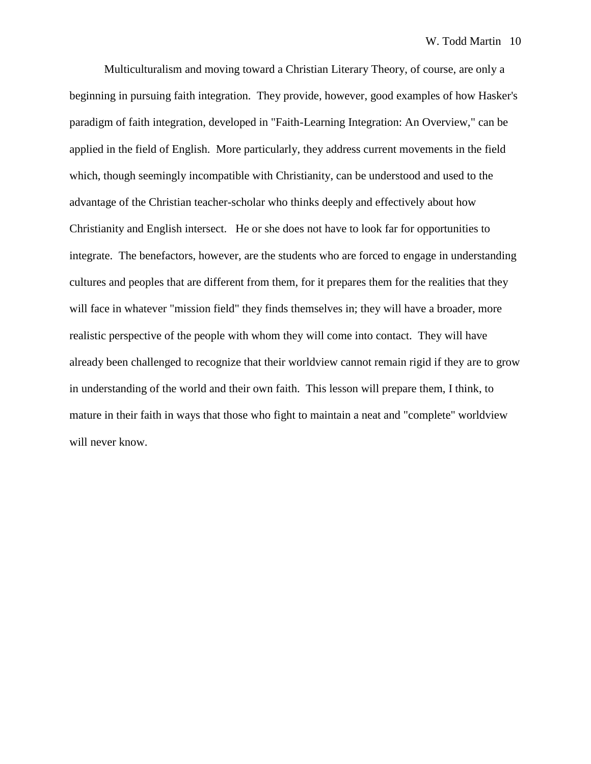Multiculturalism and moving toward a Christian Literary Theory, of course, are only a beginning in pursuing faith integration. They provide, however, good examples of how Hasker's paradigm of faith integration, developed in "Faith-Learning Integration: An Overview," can be applied in the field of English. More particularly, they address current movements in the field which, though seemingly incompatible with Christianity, can be understood and used to the advantage of the Christian teacher-scholar who thinks deeply and effectively about how Christianity and English intersect. He or she does not have to look far for opportunities to integrate. The benefactors, however, are the students who are forced to engage in understanding cultures and peoples that are different from them, for it prepares them for the realities that they will face in whatever "mission field" they finds themselves in; they will have a broader, more realistic perspective of the people with whom they will come into contact. They will have already been challenged to recognize that their worldview cannot remain rigid if they are to grow in understanding of the world and their own faith. This lesson will prepare them, I think, to mature in their faith in ways that those who fight to maintain a neat and "complete" worldview will never know.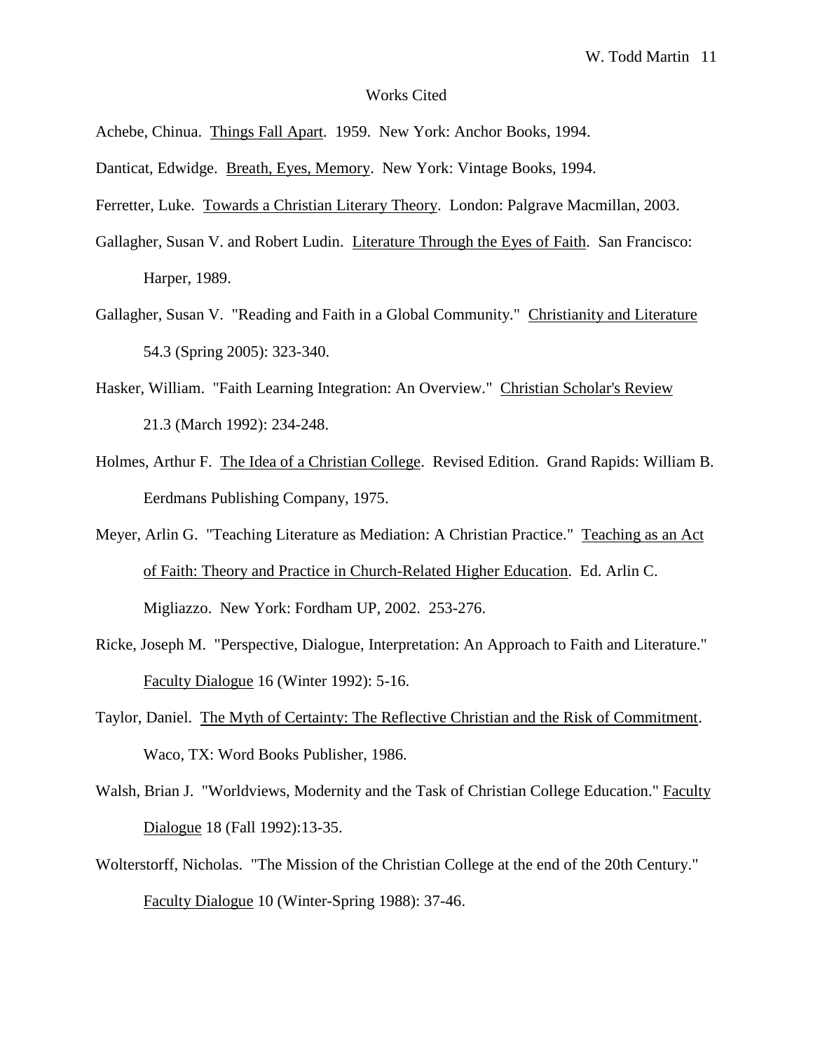## Works Cited

Achebe, Chinua. Things Fall Apart. 1959. New York: Anchor Books, 1994.

Danticat, Edwidge. Breath, Eyes, Memory. New York: Vintage Books, 1994.

Ferretter, Luke. Towards a Christian Literary Theory. London: Palgrave Macmillan, 2003.

Gallagher, Susan V. and Robert Ludin. Literature Through the Eyes of Faith. San Francisco: Harper, 1989.

Gallagher, Susan V. "Reading and Faith in a Global Community." Christianity and Literature 54.3 (Spring 2005): 323-340.

Hasker, William. "Faith Learning Integration: An Overview." Christian Scholar's Review 21.3 (March 1992): 234-248.

Holmes, Arthur F. The Idea of a Christian College. Revised Edition. Grand Rapids: William B. Eerdmans Publishing Company, 1975.

Meyer, Arlin G. "Teaching Literature as Mediation: A Christian Practice." Teaching as an Act of Faith: Theory and Practice in Church-Related Higher Education. Ed. Arlin C. Migliazzo. New York: Fordham UP, 2002. 253-276.

Ricke, Joseph M. "Perspective, Dialogue, Interpretation: An Approach to Faith and Literature." Faculty Dialogue 16 (Winter 1992): 5-16.

Taylor, Daniel. The Myth of Certainty: The Reflective Christian and the Risk of Commitment. Waco, TX: Word Books Publisher, 1986.

Walsh, Brian J. "Worldviews, Modernity and the Task of Christian College Education." Faculty Dialogue 18 (Fall 1992):13-35.

Wolterstorff, Nicholas. "The Mission of the Christian College at the end of the 20th Century." Faculty Dialogue 10 (Winter-Spring 1988): 37-46.